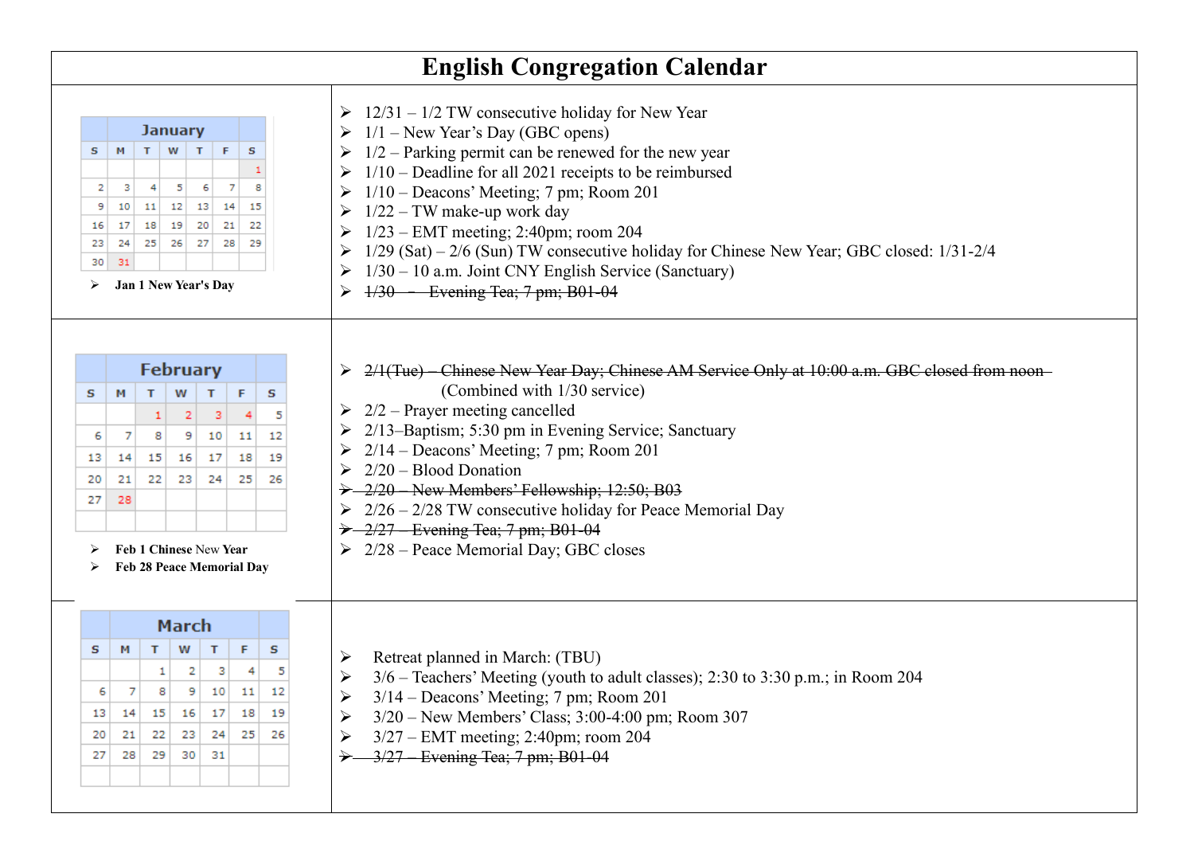# English Congregation Calendar

| January | |
|---|---|
| | |

**January**

| S | M | T | W | T | F | S |
|---|---|---|---|---|---|---|
| | | | | | | 1 |
| 2 | 3 | 4 | 5 | 6 | 7 | 8 |
| 9 | 10 | 11 | 12 | 13 | 14 | 15 |
| 16 | 17 | 18 | 19 | 20 | 21 | 22 |
| 23 | 24 | 25 | 26 | 27 | 28 | 29 |
| 30 | 31 | | | | | |

- **Jan 1 New Year's Day**

- 12/31 – 1/2 TW consecutive holiday for New Year
- 1/1 – New Year's Day (GBC opens)
- 1/2 – Parking permit can be renewed for the new year
- 1/10 – Deadline for all 2021 receipts to be reimbursed
- 1/10 – Deacons' Meeting; 7 pm; Room 201
- 1/22 – TW make-up work day
- 1/23 – EMT meeting; 2:40pm; room 204
- 1/29 (Sat) – 2/6 (Sun) TW consecutive holiday for Chinese New Year; GBC closed: 1/31-2/4
- 1/30 – 10 a.m. Joint CNY English Service (Sanctuary)
- ~~1/30 – Evening Tea; 7 pm; B01-04~~

**February**

| S | M | T | W | T | F | S |
|---|---|---|---|---|---|---|
| | | 1 | 2 | 3 | 4 | 5 |
| 6 | 7 | 8 | 9 | 10 | 11 | 12 |
| 13 | 14 | 15 | 16 | 17 | 18 | 19 |
| 20 | 21 | 22 | 23 | 24 | 25 | 26 |
| 27 | 28 | | | | | |

- **Feb 1 Chinese New Year**
- **Feb 28 Peace Memorial Day**

- ~~2/1(Tue) – Chinese New Year Day; Chinese AM Service Only at 10:00 a.m. GBC closed from noon~~ (Combined with 1/30 service)
- 2/2 – Prayer meeting cancelled
- 2/13–Baptism; 5:30 pm in Evening Service; Sanctuary
- 2/14 – Deacons' Meeting; 7 pm; Room 201
- 2/20 – Blood Donation
- ~~2/20 – New Members' Fellowship; 12:50; B03~~
- 2/26 – 2/28 TW consecutive holiday for Peace Memorial Day
- ~~2/27 – Evening Tea; 7 pm; B01-04~~
- 2/28 – Peace Memorial Day; GBC closes

**March**

| S | M | T | W | T | F | S |
|---|---|---|---|---|---|---|
| | | 1 | 2 | 3 | 4 | 5 |
| 6 | 7 | 8 | 9 | 10 | 11 | 12 |
| 13 | 14 | 15 | 16 | 17 | 18 | 19 |
| 20 | 21 | 22 | 23 | 24 | 25 | 26 |
| 27 | 28 | 29 | 30 | 31 | | |

- Retreat planned in March: (TBU)
- 3/6 – Teachers' Meeting (youth to adult classes); 2:30 to 3:30 p.m.; in Room 204
- 3/14 – Deacons' Meeting; 7 pm; Room 201
- 3/20 – New Members' Class; 3:00-4:00 pm; Room 307
- 3/27 – EMT meeting; 2:40pm; room 204
- ~~3/27 – Evening Tea; 7 pm; B01-04~~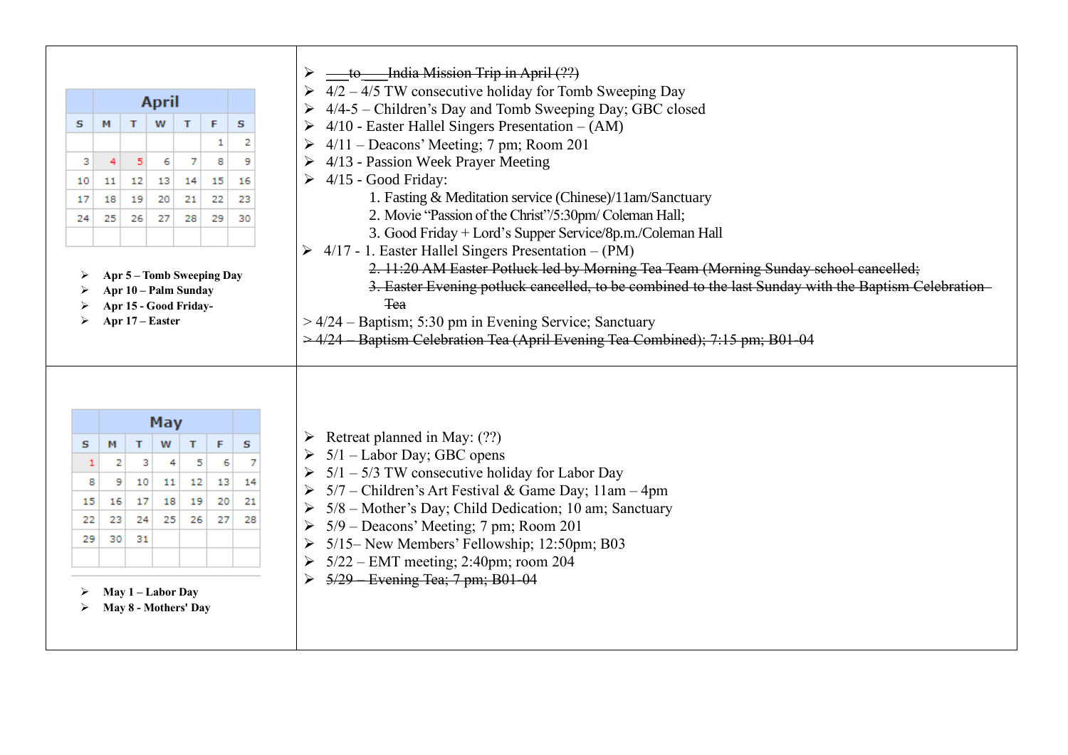| | |
|---|---|
| **April**<br><br>S M T W T F S<br>1 2<br>3 4 5 6 7 8 9<br>10 11 12 13 14 15 16<br>17 18 19 20 21 22 23<br>24 25 26 27 28 29 30<br><br>➢ **Apr 5 – Tomb Sweeping Day**<br>➢ **Apr 10 – Palm Sunday**<br>➢ **Apr 15 - Good Friday-**<br>➢ **Apr 17 – Easter** | ➢ ~~\_\_\_to\_\_\_India Mission Trip in April (??)~~<br>➢ 4/2 – 4/5 TW consecutive holiday for Tomb Sweeping Day<br>➢ 4/4-5 – Children's Day and Tomb Sweeping Day; GBC closed<br>➢ 4/10 - Easter Hallel Singers Presentation – (AM)<br>➢ 4/11 – Deacons' Meeting; 7 pm; Room 201<br>➢ 4/13 - Passion Week Prayer Meeting<br>➢ 4/15 - Good Friday:<br>1. Fasting & Meditation service (Chinese)/11am/Sanctuary<br>2. Movie "Passion of the Christ"/5:30pm/ Coleman Hall;<br>3. Good Friday + Lord's Supper Service/8p.m./Coleman Hall<br>➢ 4/17 - 1. Easter Hallel Singers Presentation – (PM)<br>~~2. 11:20 AM Easter Potluck led by Morning Tea Team (Morning Sunday school cancelled;~~<br>~~3. Easter Evening potluck cancelled, to be combined to the last Sunday with the Baptism Celebration Tea~~<br>> 4/24 – Baptism; 5:30 pm in Evening Service; Sanctuary<br>~~> 4/24 – Baptism Celebration Tea (April Evening Tea Combined); 7:15 pm; B01-04~~ |
| **May**<br><br>S M T W T F S<br>1 2 3 4 5 6 7<br>8 9 10 11 12 13 14<br>15 16 17 18 19 20 21<br>22 23 24 25 26 27 28<br>29 30 31<br><br>➢ **May 1 – Labor Day**<br>➢ **May 8 - Mothers' Day** | ➢ Retreat planned in May: (??)<br>➢ 5/1 – Labor Day; GBC opens<br>➢ 5/1 – 5/3 TW consecutive holiday for Labor Day<br>➢ 5/7 – Children's Art Festival & Game Day; 11am – 4pm<br>➢ 5/8 – Mother's Day; Child Dedication; 10 am; Sanctuary<br>➢ 5/9 – Deacons' Meeting; 7 pm; Room 201<br>➢ 5/15– New Members' Fellowship; 12:50pm; B03<br>➢ 5/22 – EMT meeting; 2:40pm; room 204<br>➢ ~~5/29 – Evening Tea; 7 pm; B01-04~~ |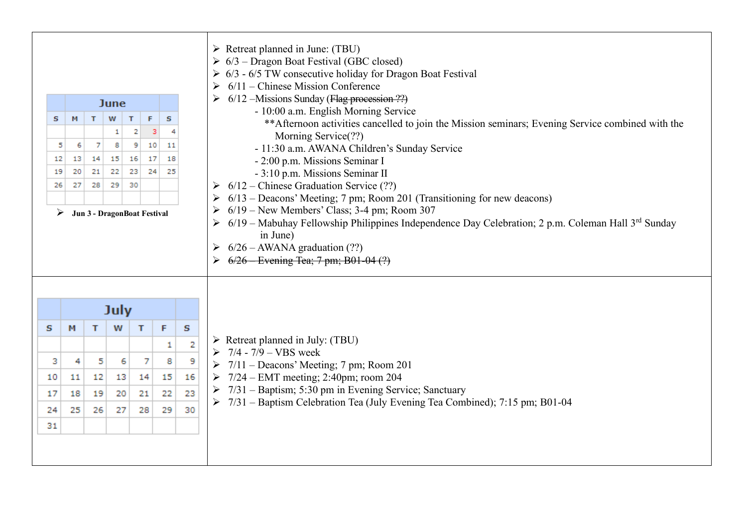| June calendar | Events |
|---|---|
| **June**<br><br>S M T W T F S<br>– – – 1 2 3 4<br>5 6 7 8 9 10 11<br>12 13 14 15 16 17 18<br>19 20 21 22 23 24 25<br>26 27 28 29 30<br><br>➢ **Jun 3 - DragonBoat Festival** | ➢ Retreat planned in June: (TBU)<br>➢ 6/3 – Dragon Boat Festival (GBC closed)<br>➢ 6/3 - 6/5 TW consecutive holiday for Dragon Boat Festival<br>➢ 6/11 – Chinese Mission Conference<br>➢ 6/12 –Missions Sunday (~~Flag procession ??~~)<br>- 10:00 a.m. English Morning Service<br>**Afternoon activities cancelled to join the Mission seminars; Evening Service combined with the Morning Service(??)<br>- 11:30 a.m. AWANA Children's Sunday Service<br>- 2:00 p.m. Missions Seminar I<br>- 3:10 p.m. Missions Seminar II<br>➢ 6/12 – Chinese Graduation Service (??)<br>➢ 6/13 – Deacons' Meeting; 7 pm; Room 201 (Transitioning for new deacons)<br>➢ 6/19 – New Members' Class; 3-4 pm; Room 307<br>➢ 6/19 – Mabuhay Fellowship Philippines Independence Day Celebration; 2 p.m. Coleman Hall 3rd Sunday in June)<br>➢ 6/26 – AWANA graduation (??)<br>➢ ~~6/26 – Evening Tea; 7 pm; B01-04 (?)~~ |
| **July**<br><br>S M T W T F S<br>– – – – – 1 2<br>3 4 5 6 7 8 9<br>10 11 12 13 14 15 16<br>17 18 19 20 21 22 23<br>24 25 26 27 28 29 30<br>31 | ➢ Retreat planned in July: (TBU)<br>➢ 7/4 - 7/9 – VBS week<br>➢ 7/11 – Deacons' Meeting; 7 pm; Room 201<br>➢ 7/24 – EMT meeting; 2:40pm; room 204<br>➢ 7/31 – Baptism; 5:30 pm in Evening Service; Sanctuary<br>➢ 7/31 – Baptism Celebration Tea (July Evening Tea Combined); 7:15 pm; B01-04 |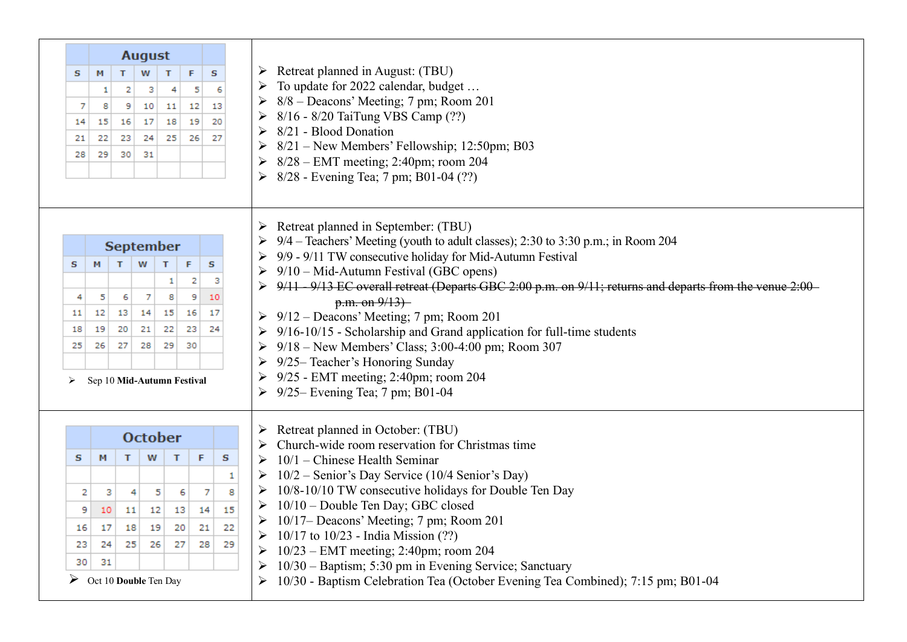| Month | Events |
| --- | --- |
| **August**<br><br>S M T W T F S<br>1 2 3 4 5 6<br>7 8 9 10 11 12 13<br>14 15 16 17 18 19 20<br>21 22 23 24 25 26 27<br>28 29 30 31 | - Retreat planned in August: (TBU)<br>- To update for 2022 calendar, budget …<br>- 8/8 – Deacons' Meeting; 7 pm; Room 201<br>- 8/16 - 8/20 TaiTung VBS Camp (??)<br>- 8/21 - Blood Donation<br>- 8/21 – New Members' Fellowship; 12:50pm; B03<br>- 8/28 – EMT meeting; 2:40pm; room 204<br>- 8/28 - Evening Tea; 7 pm; B01-04 (??) |
| **September**<br><br>S M T W T F S<br>1 2 3<br>4 5 6 7 8 9 10<br>11 12 13 14 15 16 17<br>18 19 20 21 22 23 24<br>25 26 27 28 29 30<br><br>- Sep 10 **Mid-Autumn Festival** | - Retreat planned in September: (TBU)<br>- 9/4 – Teachers' Meeting (youth to adult classes); 2:30 to 3:30 p.m.; in Room 204<br>- 9/9 - 9/11 TW consecutive holiday for Mid-Autumn Festival<br>- 9/10 – Mid-Autumn Festival (GBC opens)<br>- ~~9/11 - 9/13 EC overall retreat (Departs GBC 2:00 p.m. on 9/11; returns and departs from the venue 2:00 p.m. on 9/13)~~<br>- 9/12 – Deacons' Meeting; 7 pm; Room 201<br>- 9/16-10/15 - Scholarship and Grand application for full-time students<br>- 9/18 – New Members' Class; 3:00-4:00 pm; Room 307<br>- 9/25– Teacher's Honoring Sunday<br>- 9/25 - EMT meeting; 2:40pm; room 204<br>- 9/25– Evening Tea; 7 pm; B01-04 |
| **October**<br><br>S M T W T F S<br>1<br>2 3 4 5 6 7 8<br>9 10 11 12 13 14 15<br>16 17 18 19 20 21 22<br>23 24 25 26 27 28 29<br>30 31<br><br>- Oct 10 **Double** Ten Day | - Retreat planned in October: (TBU)<br>- Church-wide room reservation for Christmas time<br>- 10/1 – Chinese Health Seminar<br>- 10/2 – Senior's Day Service (10/4 Senior's Day)<br>- 10/8-10/10 TW consecutive holidays for Double Ten Day<br>- 10/10 – Double Ten Day; GBC closed<br>- 10/17– Deacons' Meeting; 7 pm; Room 201<br>- 10/17 to 10/23 - India Mission (??)<br>- 10/23 – EMT meeting; 2:40pm; room 204<br>- 10/30 – Baptism; 5:30 pm in Evening Service; Sanctuary<br>- 10/30 - Baptism Celebration Tea (October Evening Tea Combined); 7:15 pm; B01-04 |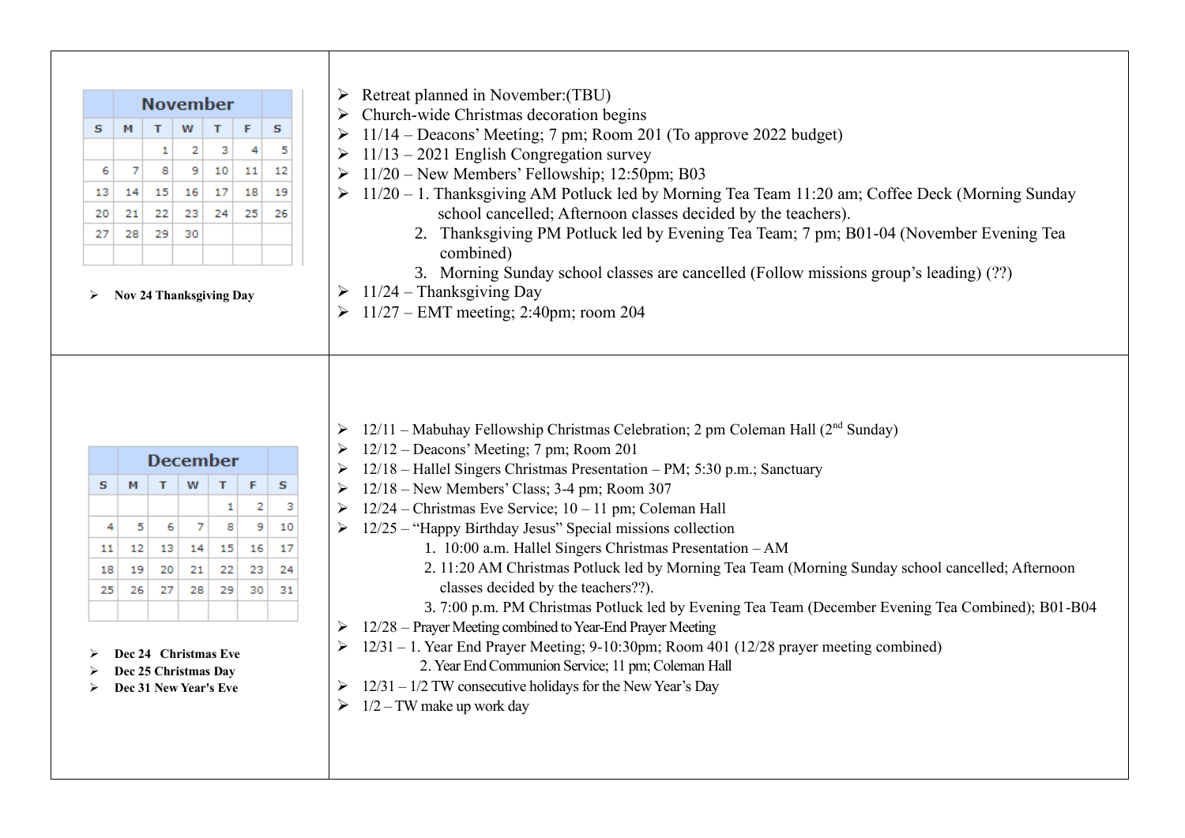| | |
|---|---|
| **November**<br><br>S M T W T F S<br>1 2 3 4 5<br>6 7 8 9 10 11 12<br>13 14 15 16 17 18 19<br>20 21 22 23 24 25 26<br>27 28 29 30<br><br>➢ **Nov 24 Thanksgiving Day** | ➢ Retreat planned in November:(TBU)<br>➢ Church-wide Christmas decoration begins<br>➢ 11/14 – Deacons' Meeting; 7 pm; Room 201 (To approve 2022 budget)<br>➢ 11/13 – 2021 English Congregation survey<br>➢ 11/20 – New Members' Fellowship; 12:50pm; B03<br>➢ 11/20 – 1. Thanksgiving AM Potluck led by Morning Tea Team 11:20 am; Coffee Deck (Morning Sunday school cancelled; Afternoon classes decided by the teachers).<br>2. Thanksgiving PM Potluck led by Evening Tea Team; 7 pm; B01-04 (November Evening Tea combined)<br>3. Morning Sunday school classes are cancelled (Follow missions group's leading) (??)<br>➢ 11/24 – Thanksgiving Day<br>➢ 11/27 – EMT meeting; 2:40pm; room 204 |
| **December**<br><br>S M T W T F S<br>1 2 3<br>4 5 6 7 8 9 10<br>11 12 13 14 15 16 17<br>18 19 20 21 22 23 24<br>25 26 27 28 29 30 31<br><br>➢ **Dec 24 Christmas Eve**<br>➢ **Dec 25 Christmas Day**<br>➢ **Dec 31 New Year's Eve** | ➢ 12/11 – Mabuhay Fellowship Christmas Celebration; 2 pm Coleman Hall (2nd Sunday)<br>➢ 12/12 – Deacons' Meeting; 7 pm; Room 201<br>➢ 12/18 – Hallel Singers Christmas Presentation – PM; 5:30 p.m.; Sanctuary<br>➢ 12/18 – New Members' Class; 3-4 pm; Room 307<br>➢ 12/24 – Christmas Eve Service; 10 – 11 pm; Coleman Hall<br>➢ 12/25 – "Happy Birthday Jesus" Special missions collection<br>1. 10:00 a.m. Hallel Singers Christmas Presentation – AM<br>2. 11:20 AM Christmas Potluck led by Morning Tea Team (Morning Sunday school cancelled; Afternoon classes decided by the teachers??).<br>3. 7:00 p.m. PM Christmas Potluck led by Evening Tea Team (December Evening Tea Combined); B01-B04<br>➢ 12/28 – Prayer Meeting combined to Year-End Prayer Meeting<br>➢ 12/31 – 1. Year End Prayer Meeting; 9-10:30pm; Room 401 (12/28 prayer meeting combined)<br>2. Year End Communion Service; 11 pm; Coleman Hall<br>➢ 12/31 – 1/2 TW consecutive holidays for the New Year's Day<br>➢ 1/2 – TW make up work day |